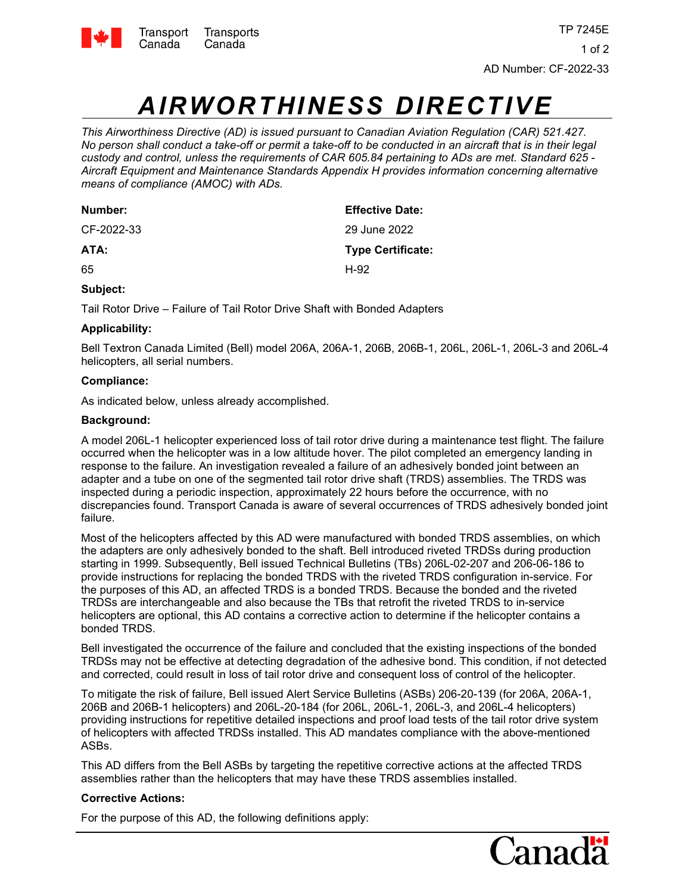Transport Canada Transports Canada

TP 7245E

AD Number: CF-2022-33

# *AIRWORTHINESS DIRECTIVE*

*This Airworthiness Directive (AD) is issued pursuant to Canadian Aviation Regulation (CAR) 521.427. No person shall conduct a take-off or permit a take-off to be conducted in an aircraft that is in their legal custody and control, unless the requirements of CAR 605.84 pertaining to ADs are met. Standard 625 - Aircraft Equipment and Maintenance Standards Appendix H provides information concerning alternative means of compliance (AMOC) with ADs.*

**Number:**

CF-2022-33

**Effective Date:**

29 June 2022

**ATA:**

65

**Type Certificate:**

H-92

**Subject:**

Tail Rotor Drive – Failure of Tail Rotor Drive Shaft with Bonded Adapters

**Applicability:**

Bell Textron Canada Limited (Bell) model 206A, 206A-1, 206B, 206B-1, 206L, 206L-1, 206L-3 and 206L-4 helicopters, all serial numbers.

**Compliance:**

As indicated below, unless already accomplished.

**Background:**

A model 206L-1 helicopter experienced loss of tail rotor drive during a maintenance test flight. The failure occurred when the helicopter was in a low altitude hover. The pilot completed an emergency landing in response to the failure. An investigation revealed a failure of an adhesively bonded joint between an adapter and a tube on one of the segmented tail rotor drive shaft (TRDS) assemblies. The TRDS was inspected during a periodic inspection, approximately 22 hours before the occurrence, with no discrepancies found. Transport Canada is aware of several occurrences of TRDS adhesively bonded joint failure.

Most of the helicopters affected by this AD were manufactured with bonded TRDS assemblies, on which the adapters are only adhesively bonded to the shaft. Bell introduced riveted TRDSs during production starting in 1999. Subsequently, Bell issued Technical Bulletins (TBs) 206L-02-207 and 206-06-186 to provide instructions for replacing the bonded TRDS with the riveted TRDS configuration in-service. For the purposes of this AD, an affected TRDS is a bonded TRDS. Because the bonded and the riveted TRDSs are interchangeable and also because the TBs that retrofit the riveted TRDS to in-service helicopters are optional, this AD contains a corrective action to determine if the helicopter contains a bonded TRDS.

Bell investigated the occurrence of the failure and concluded that the existing inspections of the bonded TRDSs may not be effective at detecting degradation of the adhesive bond. This condition, if not detected and corrected, could result in loss of tail rotor drive and consequent loss of control of the helicopter.

To mitigate the risk of failure, Bell issued Alert Service Bulletins (ASBs) 206-20-139 (for 206A, 206A-1, 206B and 206B-1 helicopters) and 206L-20-184 (for 206L, 206L-1, 206L-3, and 206L-4 helicopters) providing instructions for repetitive detailed inspections and proof load tests of the tail rotor drive system of helicopters with affected TRDSs installed. This AD mandates compliance with the above-mentioned ASBs.

This AD differs from the Bell ASBs by targeting the repetitive corrective actions at the affected TRDS assemblies rather than the helicopters that may have these TRDS assemblies installed.

**Corrective Actions:**

For the purpose of this AD, the following definitions apply: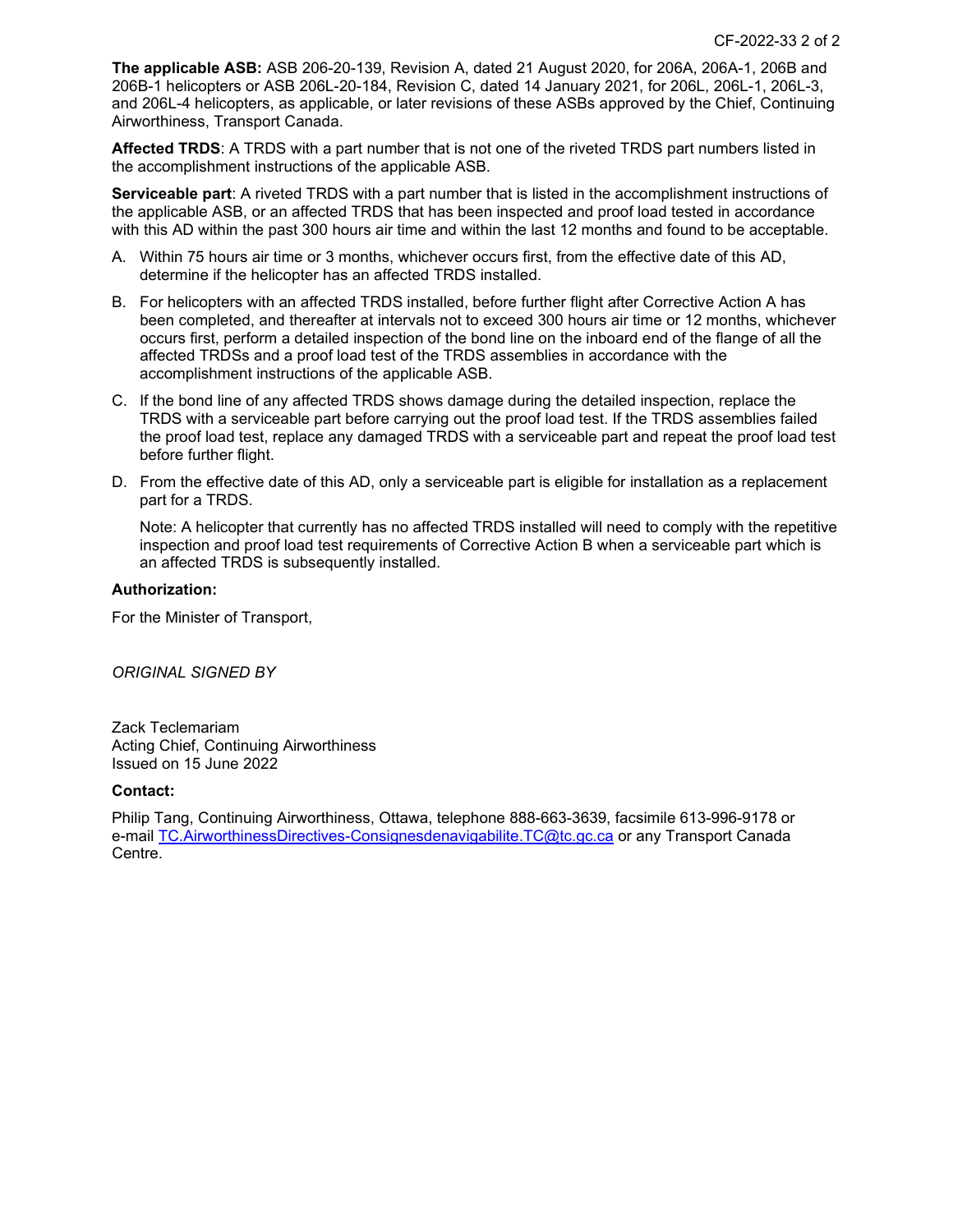**The applicable ASB:** ASB 206-20-139, Revision A, dated 21 August 2020, for 206A, 206A-1, 206B and 206B-1 helicopters or ASB 206L-20-184, Revision C, dated 14 January 2021, for 206L, 206L-1, 206L-3, and 206L-4 helicopters, as applicable, or later revisions of these ASBs approved by the Chief, Continuing Airworthiness, Transport Canada.

**Affected TRDS**: A TRDS with a part number that is not one of the riveted TRDS part numbers listed in the accomplishment instructions of the applicable ASB.

**Serviceable part**: A riveted TRDS with a part number that is listed in the accomplishment instructions of the applicable ASB, or an affected TRDS that has been inspected and proof load tested in accordance with this AD within the past 300 hours air time and within the last 12 months and found to be acceptable.

A. Within 75 hours air time or 3 months, whichever occurs first, from the effective date of this AD, determine if the helicopter has an affected TRDS installed.

B. For helicopters with an affected TRDS installed, before further flight after Corrective Action A has been completed, and thereafter at intervals not to exceed 300 hours air time or 12 months, whichever occurs first, perform a detailed inspection of the bond line on the inboard end of the flange of all the affected TRDSs and a proof load test of the TRDS assemblies in accordance with the accomplishment instructions of the applicable ASB.

C. If the bond line of any affected TRDS shows damage during the detailed inspection, replace the TRDS with a serviceable part before carrying out the proof load test. If the TRDS assemblies failed the proof load test, replace any damaged TRDS with a serviceable part and repeat the proof load test before further flight.

D. From the effective date of this AD, only a serviceable part is eligible for installation as a replacement part for a TRDS.

   Note: A helicopter that currently has no affected TRDS installed will need to comply with the repetitive inspection and proof load test requirements of Corrective Action B when a serviceable part which is an affected TRDS is subsequently installed.

**Authorization:**

For the Minister of Transport,

*ORIGINAL SIGNED BY*

Zack Teclemariam
Acting Chief, Continuing Airworthiness
Issued on 15 June 2022

**Contact:**

Philip Tang, Continuing Airworthiness, Ottawa, telephone 888-663-3639, facsimile 613-996-9178 or e-mail TC.AirworthinessDirectives-Consignesdenavigabilite.TC@tc.gc.ca or any Transport Canada Centre.